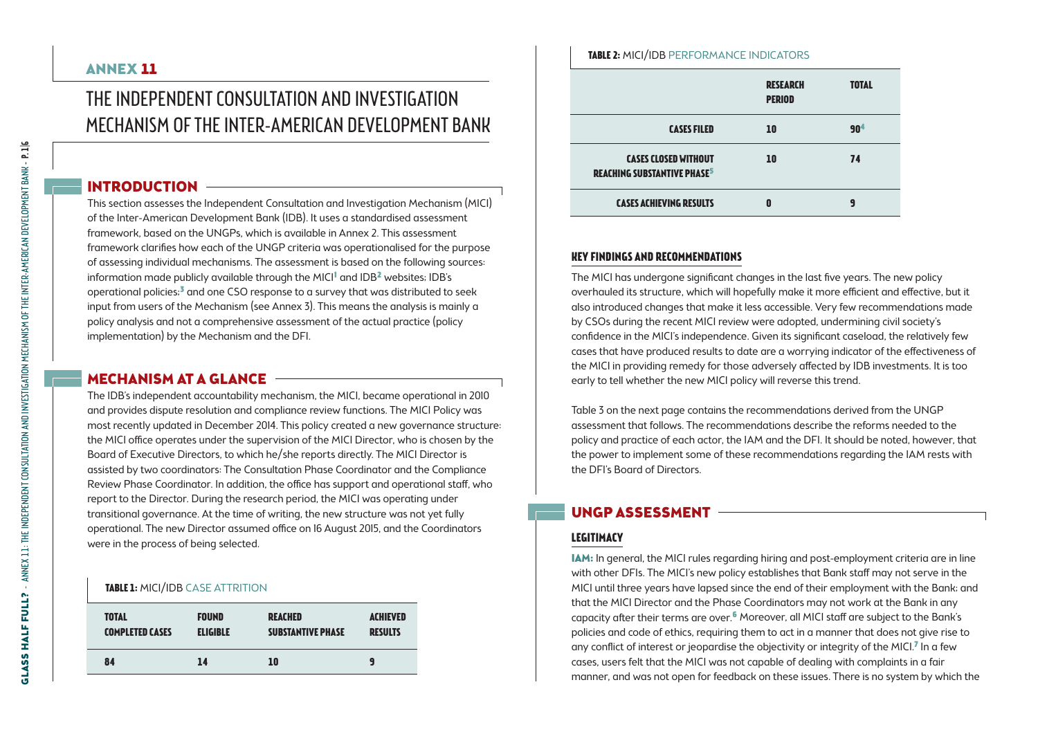# ANNEX 11

# THE INDEPENDENT CONSULTATION AND INVESTIGATION MECHANISM OF THE INTER-AMERICAN DEVELOPMENT BANK

## INTRODUCTION

This section assesses the Independent Consultation and Investigation Mechanism (MICI) of the Inter-American Development Bank (IDB). It uses a standardised assessment framework, based on the UNGPs, which is available in Annex 2. This assessment framework clarifies how each of the UNGP criteria was operationalised for the purpose of assessing individual mechanisms. The assessment is based on the following sources: information made publicly available through the MICI[1] and IDB[2] websites; IDB's operational policies;[3] and one CSO response to a survey that was distributed to seek input from users of the Mechanism (see Annex 3). This means the analysis is mainly a policy analysis and not a comprehensive assessment of the actual practice (policy implementation) by the Mechanism and the DFI.

## MECHANISM AT A GLANCE

The IDB's independent accountability mechanism, the MICI, became operational in 2010 and provides dispute resolution and compliance review functions. The MICI Policy was most recently updated in December 2014. This policy created a new governance structure: the MICI office operates under the supervision of the MICI Director, who is chosen by the Board of Executive Directors, to which he/she reports directly. The MICI Director is assisted by two coordinators: The Consultation Phase Coordinator and the Compliance Review Phase Coordinator. In addition, the office has support and operational staff, who report to the Director. During the research period, the MICI was operating under transitional governance. At the time of writing, the new structure was not yet fully operational. The new Director assumed office on 16 August 2015, and the Coordinators were in the process of being selected.

**TABLE 1:** MICI/IDB CASE ATTRITION

| TOTAL COMPLETED CASES | FOUND ELIGIBLE | REACHED SUBSTANTIVE PHASE | ACHIEVED RESULTS |
|---|---|---|---|
| 84 | 14 | 10 | 9 |

**TABLE 2:** MICI/IDB PERFORMANCE INDICATORS

| | RESEARCH PERIOD | TOTAL |
|---|---|---|
| CASES FILED | 10 | 90[4] |
| CASES CLOSED WITHOUT REACHING SUBSTANTIVE PHASE[5] | 10 | 74 |
| CASES ACHIEVING RESULTS | 0 | 9 |

### KEY FINDINGS AND RECOMMENDATIONS

The MICI has undergone significant changes in the last five years. The new policy overhauled its structure, which will hopefully make it more efficient and effective, but it also introduced changes that make it less accessible. Very few recommendations made by CSOs during the recent MICI review were adopted, undermining civil society's confidence in the MICI's independence. Given its significant caseload, the relatively few cases that have produced results to date are a worrying indicator of the effectiveness of the MICI in providing remedy for those adversely affected by IDB investments. It is too early to tell whether the new MICI policy will reverse this trend.

Table 3 on the next page contains the recommendations derived from the UNGP assessment that follows. The recommendations describe the reforms needed to the policy and practice of each actor, the IAM and the DFI. It should be noted, however, that the power to implement some of these recommendations regarding the IAM rests with the DFI's Board of Directors.

## UNGP ASSESSMENT

### LEGITIMACY

**IAM:** In general, the MICI rules regarding hiring and post-employment criteria are in line with other DFIs. The MICI's new policy establishes that Bank staff may not serve in the MICI until three years have lapsed since the end of their employment with the Bank; and that the MICI Director and the Phase Coordinators may not work at the Bank in any capacity after their terms are over.[6] Moreover, all MICI staff are subject to the Bank's policies and code of ethics, requiring them to act in a manner that does not give rise to any conflict of interest or jeopardise the objectivity or integrity of the MICI.[7] In a few cases, users felt that the MICI was not capable of dealing with complaints in a fair manner, and was not open for feedback on these issues. There is no system by which the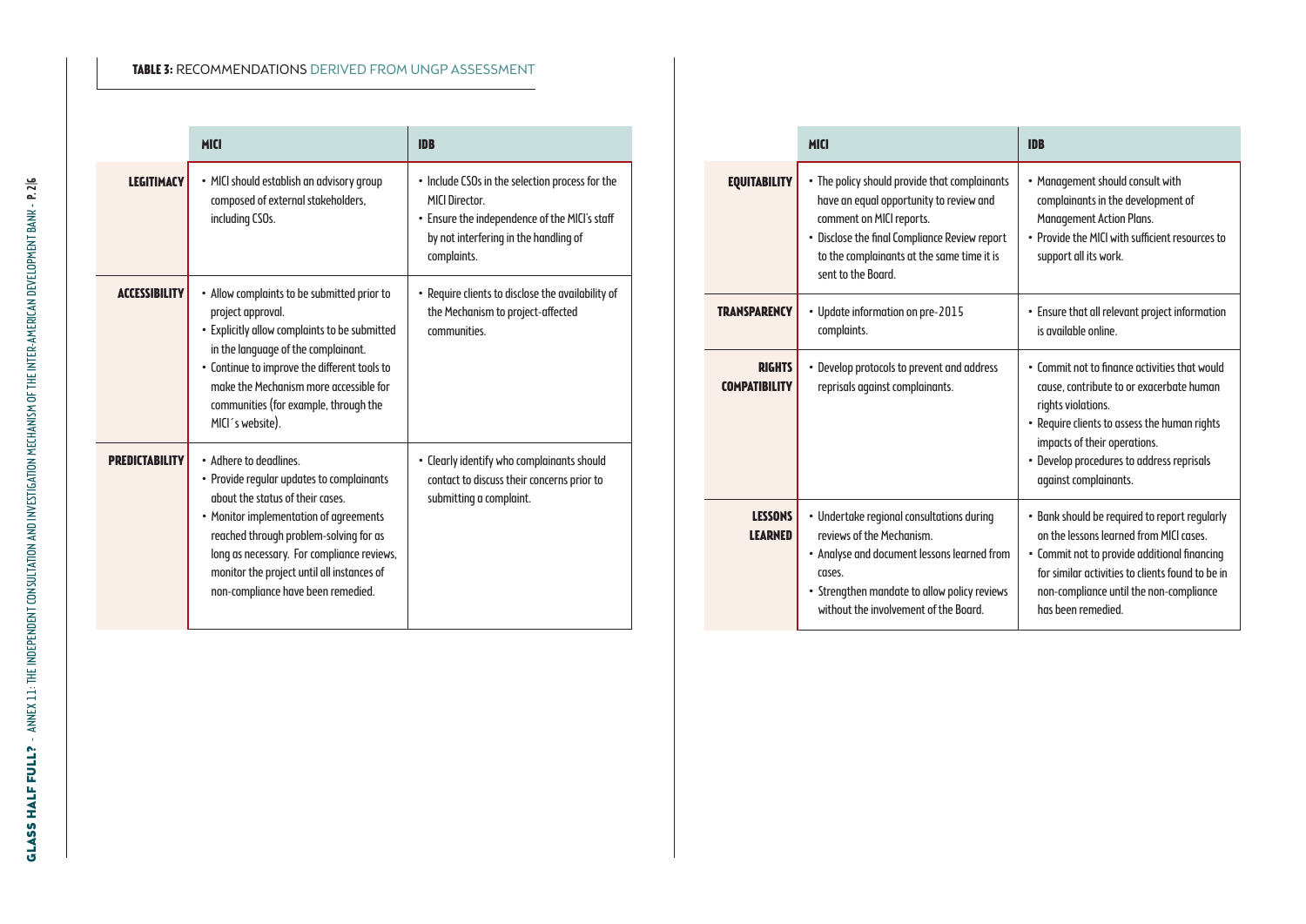**TABLE 3:** RECOMMENDATIONS DERIVED FROM UNGP ASSESSMENT

| | MICI | IDB |
|---|---|---|
| **LEGITIMACY** | • MICI should establish an advisory group composed of external stakeholders, including CSOs. | • Include CSOs in the selection process for the MICI Director.<br>• Ensure the independence of the MICI's staff by not interfering in the handling of complaints. |
| **ACCESSIBILITY** | • Allow complaints to be submitted prior to project approval.<br>• Explicitly allow complaints to be submitted in the language of the complainant.<br>• Continue to improve the different tools to make the Mechanism more accessible for communities (for example, through the MICI´s website). | • Require clients to disclose the availability of the Mechanism to project-affected communities. |
| **PREDICTABILITY** | • Adhere to deadlines.<br>• Provide regular updates to complainants about the status of their cases.<br>• Monitor implementation of agreements reached through problem-solving for as long as necessary. For compliance reviews, monitor the project until all instances of non-compliance have been remedied. | • Clearly identify who complainants should contact to discuss their concerns prior to submitting a complaint. |
| **EQUITABILITY** | • The policy should provide that complainants have an equal opportunity to review and comment on MICI reports.<br>• Disclose the final Compliance Review report to the complainants at the same time it is sent to the Board. | • Management should consult with complainants in the development of Management Action Plans.<br>• Provide the MICI with sufficient resources to support all its work. |
| **TRANSPARENCY** | • Update information on pre-2015 complaints. | • Ensure that all relevant project information is available online. |
| **RIGHTS COMPATIBILITY** | • Develop protocols to prevent and address reprisals against complainants. | • Commit not to finance activities that would cause, contribute to or exacerbate human rights violations.<br>• Require clients to assess the human rights impacts of their operations.<br>• Develop procedures to address reprisals against complainants. |
| **LESSONS LEARNED** | • Undertake regional consultations during reviews of the Mechanism.<br>• Analyse and document lessons learned from cases.<br>• Strengthen mandate to allow policy reviews without the involvement of the Board. | • Bank should be required to report regularly on the lessons learned from MICI cases.<br>• Commit not to provide additional financing for similar activities to clients found to be in non-compliance until the non-compliance has been remedied. |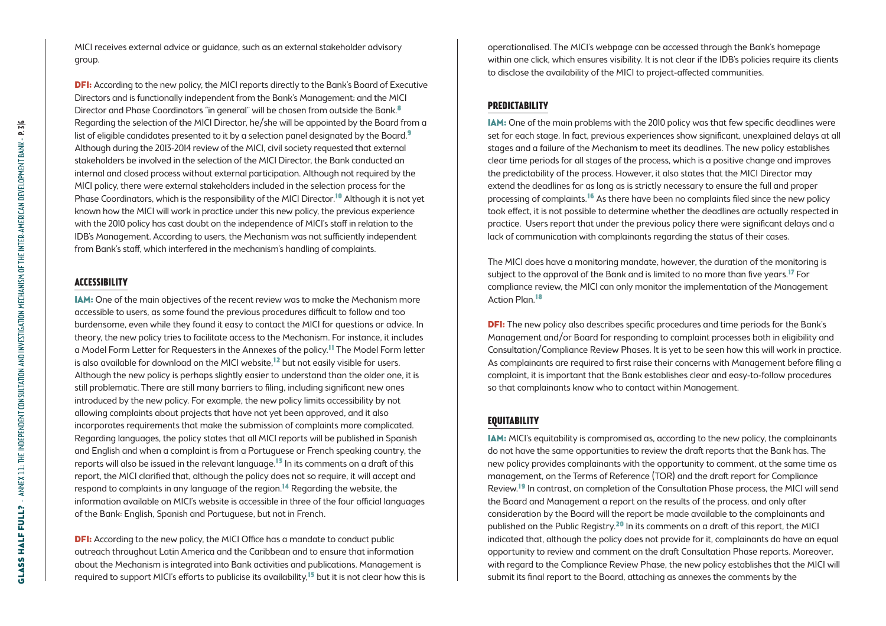MICI receives external advice or guidance, such as an external stakeholder advisory group.

**DFI:** According to the new policy, the MICI reports directly to the Bank's Board of Executive Directors and is functionally independent from the Bank's Management; and the MICI Director and Phase Coordinators "in general" will be chosen from outside the Bank.[8] Regarding the selection of the MICI Director, he/she will be appointed by the Board from a list of eligible candidates presented to it by a selection panel designated by the Board.[9] Although during the 2013-2014 review of the MICI, civil society requested that external stakeholders be involved in the selection of the MICI Director, the Bank conducted an internal and closed process without external participation. Although not required by the MICI policy, there were external stakeholders included in the selection process for the Phase Coordinators, which is the responsibility of the MICI Director.[10] Although it is not yet known how the MICI will work in practice under this new policy, the previous experience with the 2010 policy has cast doubt on the independence of MICI's staff in relation to the IDB's Management. According to users, the Mechanism was not sufficiently independent from Bank's staff, which interfered in the mechanism's handling of complaints.

## ACCESSIBILITY

**IAM:** One of the main objectives of the recent review was to make the Mechanism more accessible to users, as some found the previous procedures difficult to follow and too burdensome, even while they found it easy to contact the MICI for questions or advice. In theory, the new policy tries to facilitate access to the Mechanism. For instance, it includes a Model Form Letter for Requesters in the Annexes of the policy.[11] The Model Form letter is also available for download on the MICI website,[12] but not easily visible for users. Although the new policy is perhaps slightly easier to understand than the older one, it is still problematic. There are still many barriers to filing, including significant new ones introduced by the new policy. For example, the new policy limits accessibility by not allowing complaints about projects that have not yet been approved, and it also incorporates requirements that make the submission of complaints more complicated. Regarding languages, the policy states that all MICI reports will be published in Spanish and English and when a complaint is from a Portuguese or French speaking country, the reports will also be issued in the relevant language.[13] In its comments on a draft of this report, the MICI clarified that, although the policy does not so require, it will accept and respond to complaints in any language of the region.[14] Regarding the website, the information available on MICI's website is accessible in three of the four official languages of the Bank: English, Spanish and Portuguese, but not in French.

**DFI:** According to the new policy, the MICI Office has a mandate to conduct public outreach throughout Latin America and the Caribbean and to ensure that information about the Mechanism is integrated into Bank activities and publications. Management is required to support MICI's efforts to publicise its availability,[15] but it is not clear how this is operationalised. The MICI's webpage can be accessed through the Bank's homepage within one click, which ensures visibility. It is not clear if the IDB's policies require its clients to disclose the availability of the MICI to project-affected communities.

## PREDICTABILITY

**IAM:** One of the main problems with the 2010 policy was that few specific deadlines were set for each stage. In fact, previous experiences show significant, unexplained delays at all stages and a failure of the Mechanism to meet its deadlines. The new policy establishes clear time periods for all stages of the process, which is a positive change and improves the predictability of the process. However, it also states that the MICI Director may extend the deadlines for as long as is strictly necessary to ensure the full and proper processing of complaints.[16] As there have been no complaints filed since the new policy took effect, it is not possible to determine whether the deadlines are actually respected in practice. Users report that under the previous policy there were significant delays and a lack of communication with complainants regarding the status of their cases.

The MICI does have a monitoring mandate, however, the duration of the monitoring is subject to the approval of the Bank and is limited to no more than five years.[17] For compliance review, the MICI can only monitor the implementation of the Management Action Plan.[18]

**DFI:** The new policy also describes specific procedures and time periods for the Bank's Management and/or Board for responding to complaint processes both in eligibility and Consultation/Compliance Review Phases. It is yet to be seen how this will work in practice. As complainants are required to first raise their concerns with Management before filing a complaint, it is important that the Bank establishes clear and easy-to-follow procedures so that complainants know who to contact within Management.

## EQUITABILITY

**IAM:** MICI's equitability is compromised as, according to the new policy, the complainants do not have the same opportunities to review the draft reports that the Bank has. The new policy provides complainants with the opportunity to comment, at the same time as management, on the Terms of Reference (TOR) and the draft report for Compliance Review.[19] In contrast, on completion of the Consultation Phase process, the MICI will send the Board and Management a report on the results of the process, and only after consideration by the Board will the report be made available to the complainants and published on the Public Registry.[20] In its comments on a draft of this report, the MICI indicated that, although the policy does not provide for it, complainants do have an equal opportunity to review and comment on the draft Consultation Phase reports. Moreover, with regard to the Compliance Review Phase, the new policy establishes that the MICI will submit its final report to the Board, attaching as annexes the comments by the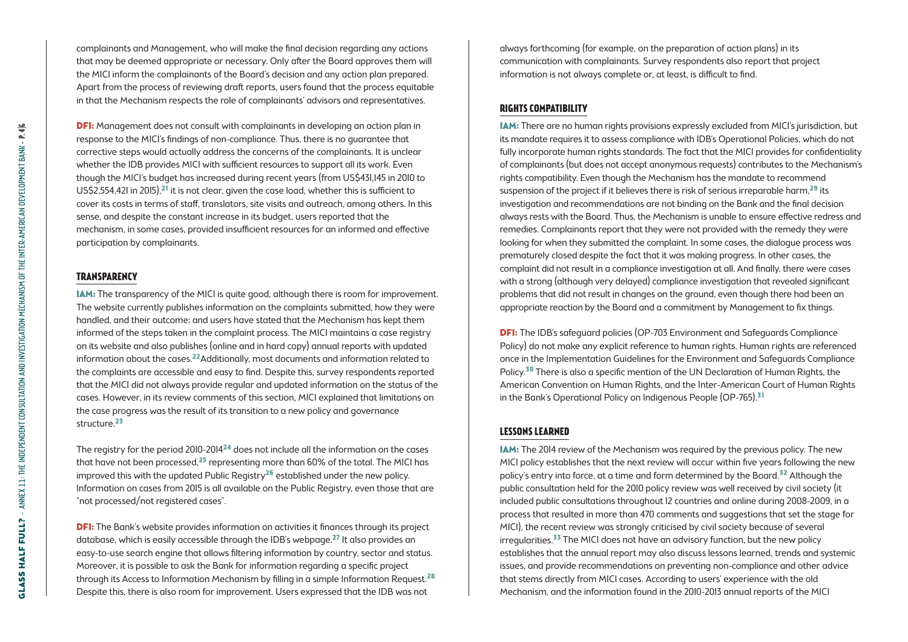complainants and Management, who will make the final decision regarding any actions that may be deemed appropriate or necessary. Only after the Board approves them will the MICI inform the complainants of the Board's decision and any action plan prepared. Apart from the process of reviewing draft reports, users found that the process equitable in that the Mechanism respects the role of complainants' advisors and representatives.

**DFI:** Management does not consult with complainants in developing an action plan in response to the MICI's findings of non-compliance. Thus, there is no guarantee that corrective steps would actually address the concerns of the complainants. It is unclear whether the IDB provides MICI with sufficient resources to support all its work. Even though the MICI's budget has increased during recent years (from US$431,145 in 2010 to US$2,554,421 in 2015),[21] it is not clear, given the case load, whether this is sufficient to cover its costs in terms of staff, translators, site visits and outreach, among others. In this sense, and despite the constant increase in its budget, users reported that the mechanism, in some cases, provided insufficient resources for an informed and effective participation by complainants.

## TRANSPARENCY

**IAM:** The transparency of the MICI is quite good, although there is room for improvement. The website currently publishes information on the complaints submitted, how they were handled, and their outcome; and users have stated that the Mechanism has kept them informed of the steps taken in the complaint process. The MICI maintains a case registry on its website and also publishes (online and in hard copy) annual reports with updated information about the cases.[22] Additionally, most documents and information related to the complaints are accessible and easy to find. Despite this, survey respondents reported that the MICI did not always provide regular and updated information on the status of the cases. However, in its review comments of this section, MICI explained that limitations on the case progress was the result of its transition to a new policy and governance structure.[23]

The registry for the period 2010-2014[24] does not include all the information on the cases that have not been processed,[25] representing more than 60% of the total. The MICI has improved this with the updated Public Registry[26] established under the new policy. Information on cases from 2015 is all available on the Public Registry, even those that are "not processed/not registered cases".

**DFI:** The Bank's website provides information on activities it finances through its project database, which is easily accessible through the IDB's webpage.[27] It also provides an easy-to-use search engine that allows filtering information by country, sector and status. Moreover, it is possible to ask the Bank for information regarding a specific project through its Access to Information Mechanism by filling in a simple Information Request.[28] Despite this, there is also room for improvement. Users expressed that the IDB was not always forthcoming (for example, on the preparation of action plans) in its communication with complainants. Survey respondents also report that project information is not always complete or, at least, is difficult to find.

## RIGHTS COMPATIBILITY

**IAM:** There are no human rights provisions expressly excluded from MICI's jurisdiction, but its mandate requires it to assess compliance with IDB's Operational Policies, which do not fully incorporate human rights standards. The fact that the MICI provides for confidentiality of complainants (but does not accept anonymous requests) contributes to the Mechanism's rights compatibility. Even though the Mechanism has the mandate to recommend suspension of the project if it believes there is risk of serious irreparable harm,[29] its investigation and recommendations are not binding on the Bank and the final decision always rests with the Board. Thus, the Mechanism is unable to ensure effective redress and remedies. Complainants report that they were not provided with the remedy they were looking for when they submitted the complaint. In some cases, the dialogue process was prematurely closed despite the fact that it was making progress. In other cases, the complaint did not result in a compliance investigation at all. And finally, there were cases with a strong (although very delayed) compliance investigation that revealed significant problems that did not result in changes on the ground, even though there had been an appropriate reaction by the Board and a commitment by Management to fix things.

**DFI:** The IDB's safeguard policies (OP-703 Environment and Safeguards Compliance Policy) do not make any explicit reference to human rights. Human rights are referenced once in the Implementation Guidelines for the Environment and Safeguards Compliance Policy.[30] There is also a specific mention of the UN Declaration of Human Rights, the American Convention on Human Rights, and the Inter-American Court of Human Rights in the Bank's Operational Policy on Indigenous People (OP-765).[31]

## LESSONS LEARNED

**IAM:** The 2014 review of the Mechanism was required by the previous policy. The new MICI policy establishes that the next review will occur within five years following the new policy's entry into force, at a time and form determined by the Board.[32] Although the public consultation held for the 2010 policy review was well received by civil society (it included public consultations throughout 12 countries and online during 2008-2009, in a process that resulted in more than 470 comments and suggestions that set the stage for MICI), the recent review was strongly criticised by civil society because of several irregularities.[33] The MICI does not have an advisory function, but the new policy establishes that the annual report may also discuss lessons learned, trends and systemic issues, and provide recommendations on preventing non-compliance and other advice that stems directly from MICI cases. According to users' experience with the old Mechanism, and the information found in the 2010-2013 annual reports of the MICI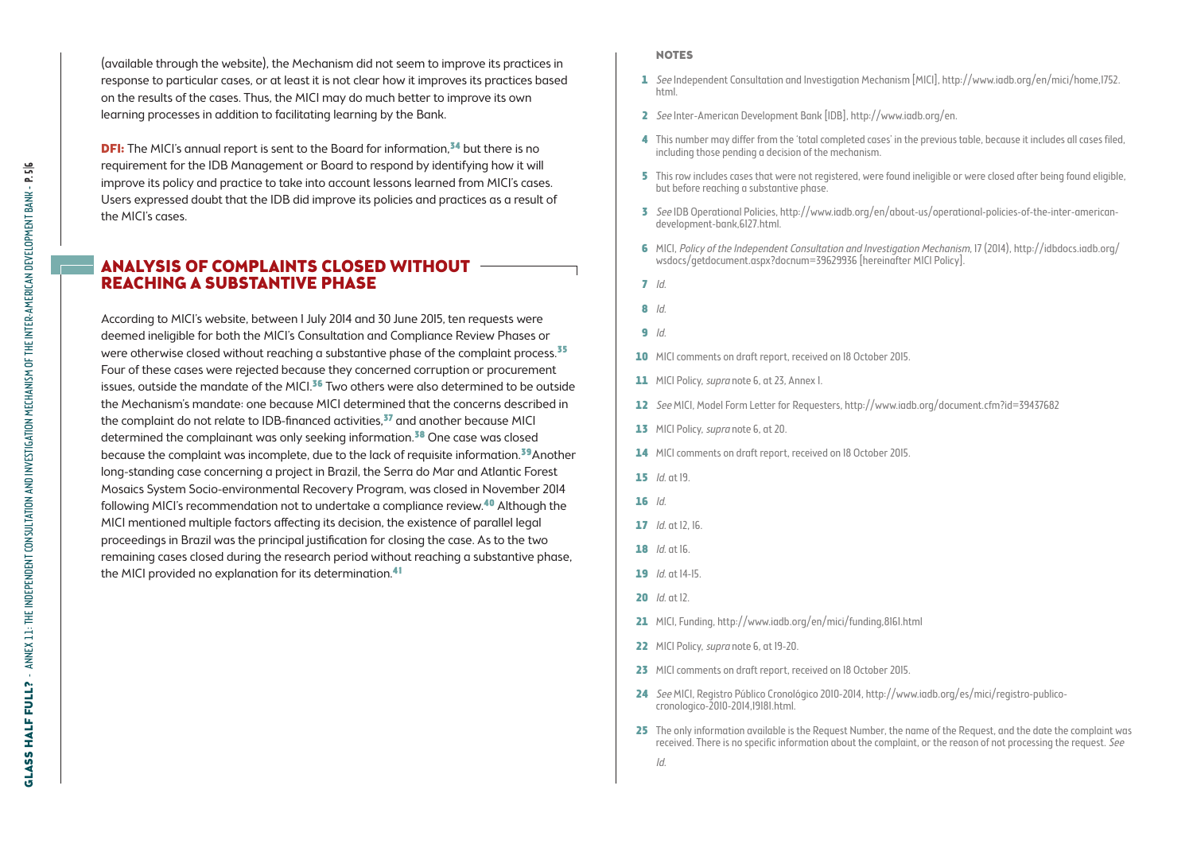(available through the website), the Mechanism did not seem to improve its practices in response to particular cases, or at least it is not clear how it improves its practices based on the results of the cases. Thus, the MICI may do much better to improve its own learning processes in addition to facilitating learning by the Bank.

**DFI:** The MICI's annual report is sent to the Board for information,[34] but there is no requirement for the IDB Management or Board to respond by identifying how it will improve its policy and practice to take into account lessons learned from MICI's cases. Users expressed doubt that the IDB did improve its policies and practices as a result of the MICI's cases.

## ANALYSIS OF COMPLAINTS CLOSED WITHOUT REACHING A SUBSTANTIVE PHASE

According to MICI's website, between 1 July 2014 and 30 June 2015, ten requests were deemed ineligible for both the MICI's Consultation and Compliance Review Phases or were otherwise closed without reaching a substantive phase of the complaint process.[35] Four of these cases were rejected because they concerned corruption or procurement issues, outside the mandate of the MICI.[36] Two others were also determined to be outside the Mechanism's mandate: one because MICI determined that the concerns described in the complaint do not relate to IDB-financed activities,[37] and another because MICI determined the complainant was only seeking information.[38] One case was closed because the complaint was incomplete, due to the lack of requisite information.[39] Another long-standing case concerning a project in Brazil, the Serra do Mar and Atlantic Forest Mosaics System Socio-environmental Recovery Program, was closed in November 2014 following MICI's recommendation not to undertake a compliance review.[40] Although the MICI mentioned multiple factors affecting its decision, the existence of parallel legal proceedings in Brazil was the principal justification for closing the case. As to the two remaining cases closed during the research period without reaching a substantive phase, the MICI provided no explanation for its determination.[41]

### NOTES

1. *See* Independent Consultation and Investigation Mechanism [MICI], http://www.iadb.org/en/mici/home,1752.html.
2. *See* Inter-American Development Bank [IDB], http://www.iadb.org/en.
4. This number may differ from the 'total completed cases' in the previous table, because it includes all cases filed, including those pending a decision of the mechanism.
5. This row includes cases that were not registered, were found ineligible or were closed after being found eligible, but before reaching a substantive phase.
3. *See* IDB Operational Policies, http://www.iadb.org/en/about-us/operational-policies-of-the-inter-american-development-bank,6127.html.
6. MICI, *Policy of the Independent Consultation and Investigation Mechanism*, 17 (2014), http://idbdocs.iadb.org/wsdocs/getdocument.aspx?docnum=39629936 [hereinafter MICI Policy].
7. *Id.*
8. *Id.*
9. *Id.*
10. MICI comments on draft report, received on 18 October 2015.
11. MICI Policy, *supra* note 6, at 23, Annex I.
12. *See* MICI, Model Form Letter for Requesters, http://www.iadb.org/document.cfm?id=39437682
13. MICI Policy, *supra* note 6, at 20.
14. MICI comments on draft report, received on 18 October 2015.
15. *Id.* at 19.
16. *Id.*
17. *Id.* at 12, 16.
18. *Id.* at 16.
19. *Id.* at 14-15.
20. *Id.* at 12.
21. MICI, Funding, http://www.iadb.org/en/mici/funding,8161.html
22. MICI Policy, *supra* note 6, at 19-20.
23. MICI comments on draft report, received on 18 October 2015.
24. *See* MICI, Registro Público Cronológico 2010-2014, http://www.iadb.org/es/mici/registro-publico-cronologico-2010-2014,19181.html.
25. The only information available is the Request Number, the name of the Request, and the date the complaint was received. There is no specific information about the complaint, or the reason of not processing the request. *See Id.*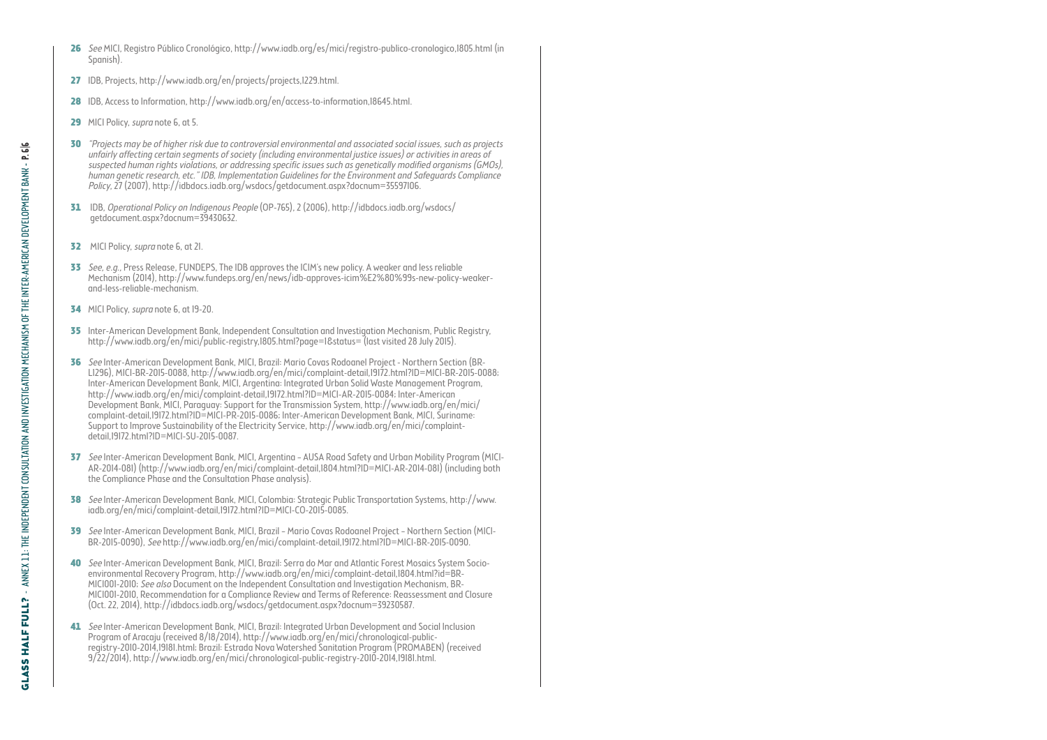26 *See* MICI, Registro Público Cronológico, http://www.iadb.org/es/mici/registro-publico-cronologico,1805.html (in Spanish).

27 IDB, Projects, http://www.iadb.org/en/projects/projects,1229.html.

28 IDB, Access to Information, http://www.iadb.org/en/access-to-information,18645.html.

29 MICI Policy, *supra* note 6, at 5.

30 *"Projects may be of higher risk due to controversial environmental and associated social issues, such as projects unfairly affecting certain segments of society (including environmental justice issues) or activities in areas of suspected human rights violations, or addressing specific issues such as genetically modified organisms (GMOs), human genetic research, etc." IDB, Implementation Guidelines for the Environment and Safeguards Compliance Policy*, 27 (2007), http://idbdocs.iadb.org/wsdocs/getdocument.aspx?docnum=35597106.

31 IDB, *Operational Policy on Indigenous People* (OP-765), 2 (2006), http://idbdocs.iadb.org/wsdocs/getdocument.aspx?docnum=39430632.

32 MICI Policy, *supra* note 6, at 21.

33 *See, e.g.*, Press Release, FUNDEPS, The IDB approves the ICIM's new policy. A weaker and less reliable Mechanism (2014), http://www.fundeps.org/en/news/idb-approves-icim%E2%80%99s-new-policy-weaker-and-less-reliable-mechanism.

34 MICI Policy, *supra* note 6, at 19-20.

35 Inter-American Development Bank, Independent Consultation and Investigation Mechanism, Public Registry, http://www.iadb.org/en/mici/public-registry,1805.html?page=1&status= (last visited 28 July 2015).

36 *See* Inter-American Development Bank, MICI, Brazil: Mario Covas Rodoanel Project - Northern Section (BR-L1296), MICI-BR-2015-0088, http://www.iadb.org/en/mici/complaint-detail,19172.html?ID=MICI-BR-2015-0088; Inter-American Development Bank, MICI, Argentina: Integrated Urban Solid Waste Management Program, http://www.iadb.org/en/mici/complaint-detail,19172.html?ID=MICI-AR-2015-0084; Inter-American Development Bank, MICI, Paraguay: Support for the Transmission System, http://www.iadb.org/en/mici/complaint-detail,19172.html?ID=MICI-PR-2015-0086; Inter-American Development Bank, MICI, Suriname: Support to Improve Sustainability of the Electricity Service, http://www.iadb.org/en/mici/complaint-detail,19172.html?ID=MICI-SU-2015-0087.

37 *See* Inter-American Development Bank, MICI, Argentina – AUSA Road Safety and Urban Mobility Program (MICI-AR-2014-081) (http://www.iadb.org/en/mici/complaint-detail,1804.html?ID=MICI-AR-2014-081) (including both the Compliance Phase and the Consultation Phase analysis).

38 *See* Inter-American Development Bank, MICI, Colombia: Strategic Public Transportation Systems, http://www.iadb.org/en/mici/complaint-detail,19172.html?ID=MICI-CO-2015-0085.

39 *See* Inter-American Development Bank, MICI, Brazil – Mario Covas Rodoanel Project – Northern Section (MICI-BR-2015-0090), *See* http://www.iadb.org/en/mici/complaint-detail,19172.html?ID=MICI-BR-2015-0090.

40 *See* Inter-American Development Bank, MICI, Brazil: Serra do Mar and Atlantic Forest Mosaics System Socio-environmental Recovery Program, http://www.iadb.org/en/mici/complaint-detail,1804.html?id=BR-MICI001-2010; *See also* Document on the Independent Consultation and Investigation Mechanism, BR-MICI001-2010, Recommendation for a Compliance Review and Terms of Reference: Reassessment and Closure (Oct. 22, 2014), http://idbdocs.iadb.org/wsdocs/getdocument.aspx?docnum=39230587.

41 *See* Inter-American Development Bank, MICI, Brazil: Integrated Urban Development and Social Inclusion Program of Aracaju (received 8/18/2014), http://www.iadb.org/en/mici/chronological-public-registry-2010-2014,19181.html; Brazil: Estrada Nova Watershed Sanitation Program (PROMABEN) (received 9/22/2014), http://www.iadb.org/en/mici/chronological-public-registry-2010-2014,19181.html.